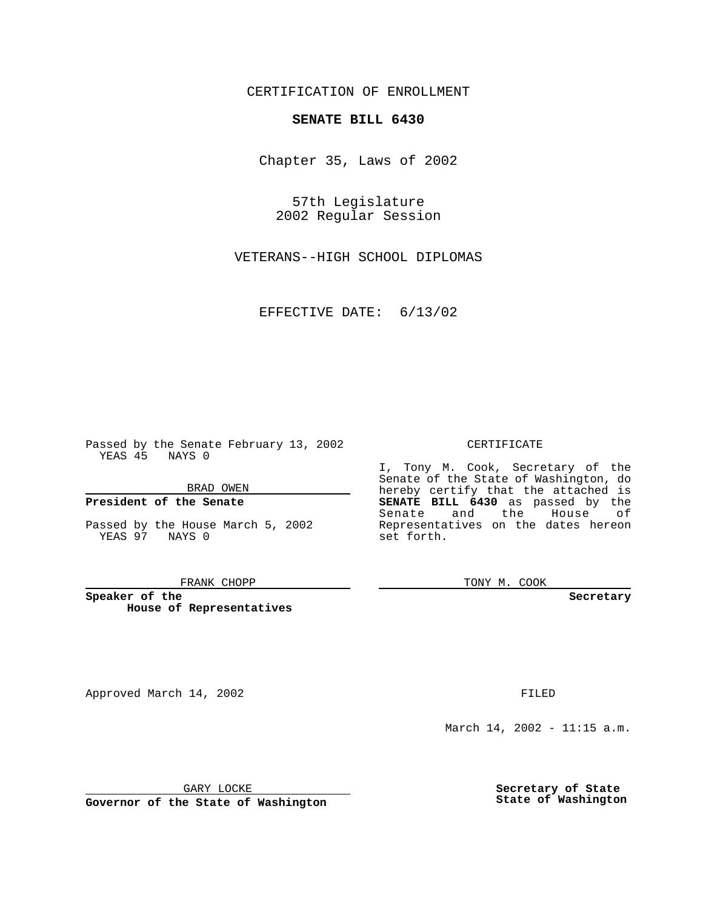CERTIFICATION OF ENROLLMENT

# SENATE BILL 6430

Chapter 35, Laws of 2002

57th Legislature
2002 Regular Session

VETERANS--HIGH SCHOOL DIPLOMAS

EFFECTIVE DATE: 6/13/02

Passed by the Senate February 13, 2002
YEAS 45 NAYS 0

BRAD OWEN

**President of the Senate**

Passed by the House March 5, 2002
YEAS 97 NAYS 0

FRANK CHOPP

**Speaker of the House of Representatives**

CERTIFICATE

I, Tony M. Cook, Secretary of the Senate of the State of Washington, do hereby certify that the attached is **SENATE BILL 6430** as passed by the Senate and the House of Representatives on the dates hereon set forth.

TONY M. COOK

**Secretary**

Approved March 14, 2002

GARY LOCKE

**Governor of the State of Washington**

FILED

March 14, 2002 - 11:15 a.m.

**Secretary of State**
**State of Washington**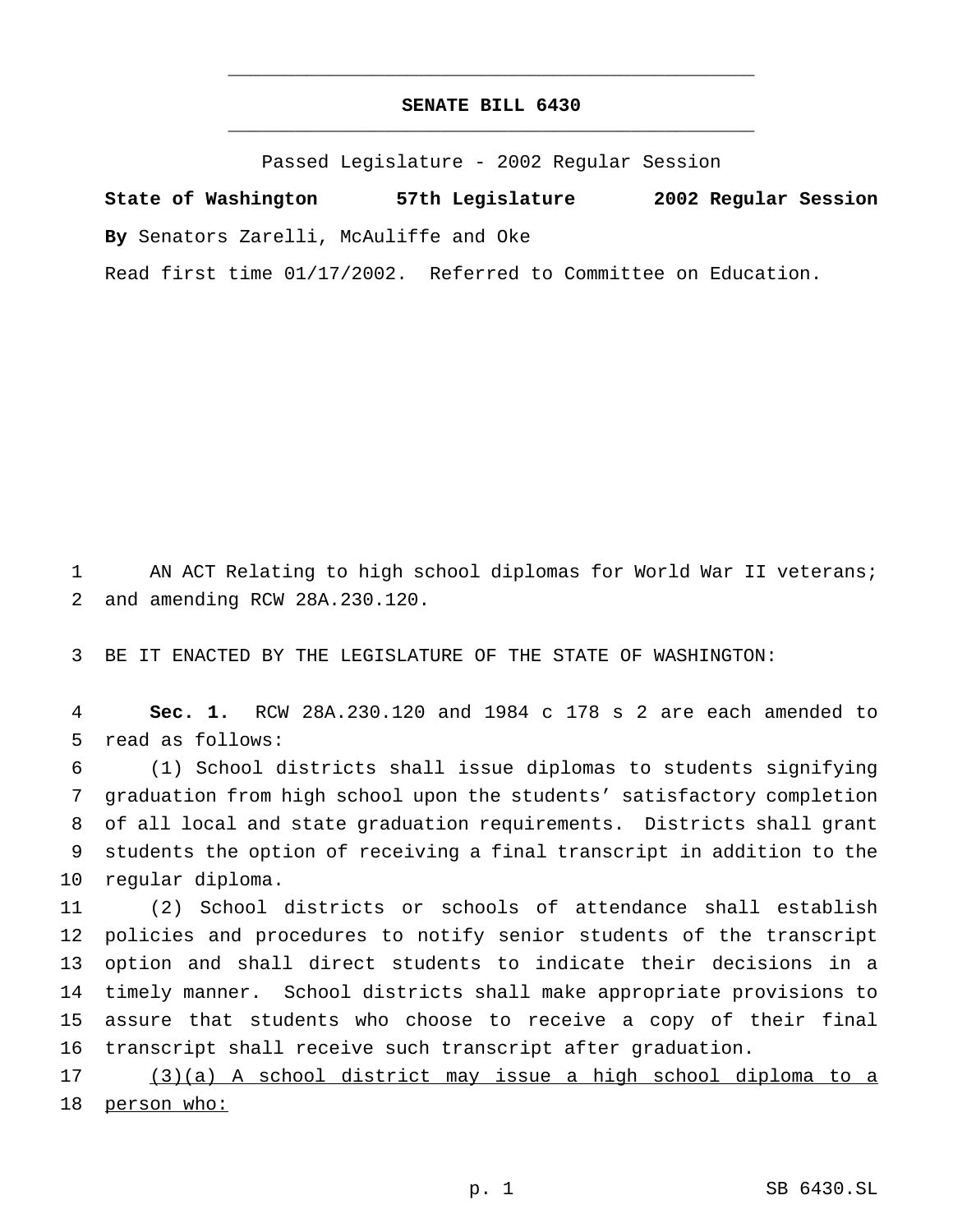# SENATE BILL 6430

Passed Legislature - 2002 Regular Session

**State of Washington 57th Legislature 2002 Regular Session**

**By** Senators Zarelli, McAuliffe and Oke

Read first time 01/17/2002. Referred to Committee on Education.

1 AN ACT Relating to high school diplomas for World War II veterans;
2 and amending RCW 28A.230.120.

3 BE IT ENACTED BY THE LEGISLATURE OF THE STATE OF WASHINGTON:

4 **Sec. 1.** RCW 28A.230.120 and 1984 c 178 s 2 are each amended to
5 read as follows:

6 (1) School districts shall issue diplomas to students signifying
7 graduation from high school upon the students' satisfactory completion
8 of all local and state graduation requirements. Districts shall grant
9 students the option of receiving a final transcript in addition to the
10 regular diploma.

11 (2) School districts or schools of attendance shall establish
12 policies and procedures to notify senior students of the transcript
13 option and shall direct students to indicate their decisions in a
14 timely manner. School districts shall make appropriate provisions to
15 assure that students who choose to receive a copy of their final
16 transcript shall receive such transcript after graduation.

17 <u>(3)(a) A school district may issue a high school diploma to a</u>
18 <u>person who:</u>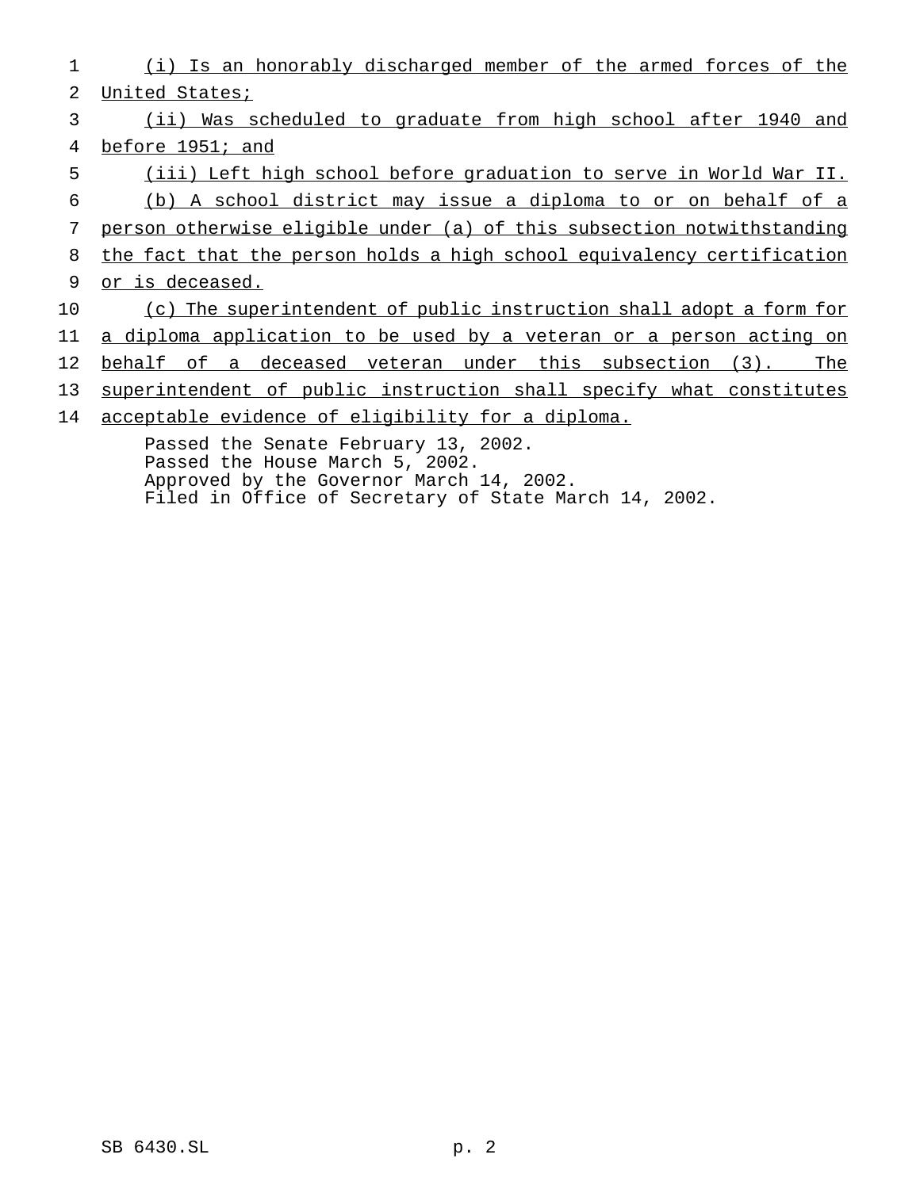(i) Is an honorably discharged member of the armed forces of the United States;

(ii) Was scheduled to graduate from high school after 1940 and before 1951; and

(iii) Left high school before graduation to serve in World War II.

(b) A school district may issue a diploma to or on behalf of a person otherwise eligible under (a) of this subsection notwithstanding the fact that the person holds a high school equivalency certification or is deceased.

(c) The superintendent of public instruction shall adopt a form for a diploma application to be used by a veteran or a person acting on behalf of a deceased veteran under this subsection (3). The superintendent of public instruction shall specify what constitutes acceptable evidence of eligibility for a diploma.

Passed the Senate February 13, 2002.
Passed the House March 5, 2002.
Approved by the Governor March 14, 2002.
Filed in Office of Secretary of State March 14, 2002.